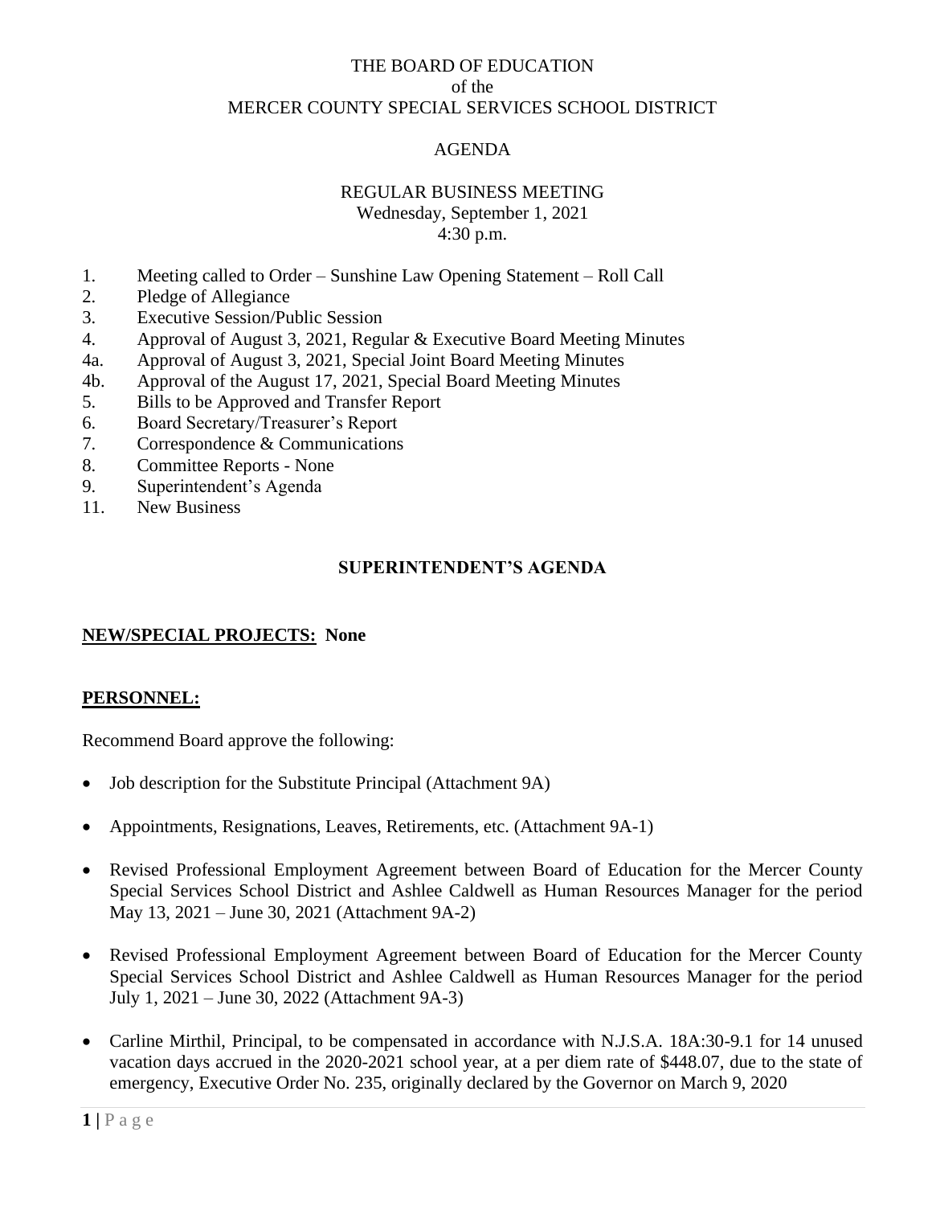THE BOARD OF EDUCATION
of the
MERCER COUNTY SPECIAL SERVICES SCHOOL DISTRICT

AGENDA

REGULAR BUSINESS MEETING
Wednesday, September 1, 2021
4:30 p.m.

1. Meeting called to Order – Sunshine Law Opening Statement – Roll Call
2. Pledge of Allegiance
3. Executive Session/Public Session
4. Approval of August 3, 2021, Regular & Executive Board Meeting Minutes

4a. Approval of August 3, 2021, Special Joint Board Meeting Minutes

4b. Approval of the August 17, 2021, Special Board Meeting Minutes

5. Bills to be Approved and Transfer Report
6. Board Secretary/Treasurer's Report
7. Correspondence & Communications
8. Committee Reports - None
9. Superintendent's Agenda

11. New Business

## SUPERINTENDENT'S AGENDA

**NEW/SPECIAL PROJECTS: None**

**PERSONNEL:**

Recommend Board approve the following:

- Job description for the Substitute Principal (Attachment 9A)
- Appointments, Resignations, Leaves, Retirements, etc. (Attachment 9A-1)
- Revised Professional Employment Agreement between Board of Education for the Mercer County Special Services School District and Ashlee Caldwell as Human Resources Manager for the period May 13, 2021 – June 30, 2021 (Attachment 9A-2)
- Revised Professional Employment Agreement between Board of Education for the Mercer County Special Services School District and Ashlee Caldwell as Human Resources Manager for the period July 1, 2021 – June 30, 2022 (Attachment 9A-3)
- Carline Mirthil, Principal, to be compensated in accordance with N.J.S.A. 18A:30-9.1 for 14 unused vacation days accrued in the 2020-2021 school year, at a per diem rate of $448.07, due to the state of emergency, Executive Order No. 235, originally declared by the Governor on March 9, 2020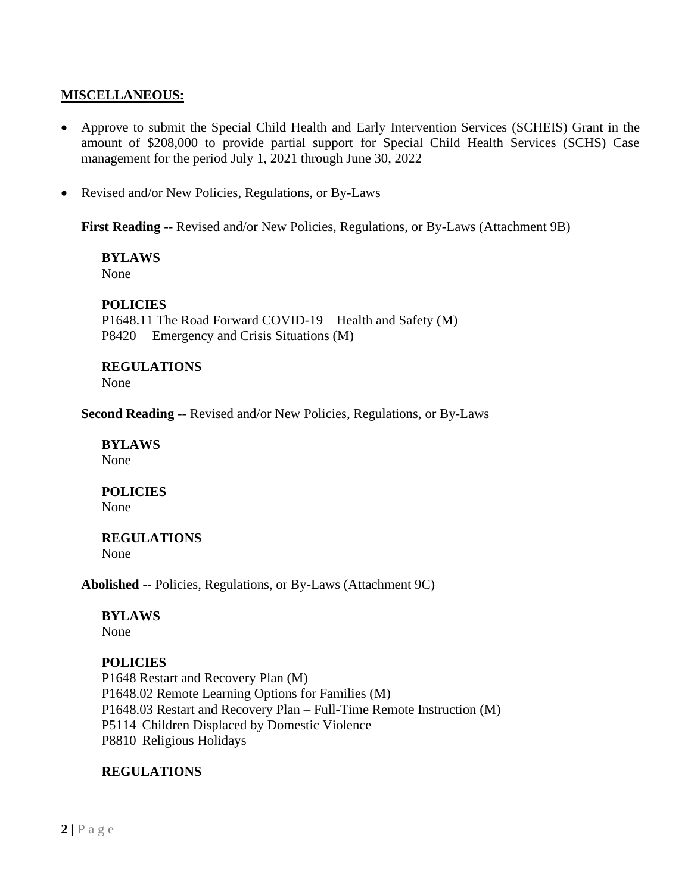**MISCELLANEOUS:**

- Approve to submit the Special Child Health and Early Intervention Services (SCHEIS) Grant in the amount of $208,000 to provide partial support for Special Child Health Services (SCHS) Case management for the period July 1, 2021 through June 30, 2022

- Revised and/or New Policies, Regulations, or By-Laws

  **First Reading** -- Revised and/or New Policies, Regulations, or By-Laws (Attachment 9B)

  **BYLAWS**
  None

  **POLICIES**
  P1648.11 The Road Forward COVID-19 – Health and Safety (M)
  P8420 Emergency and Crisis Situations (M)

  **REGULATIONS**
  None

  **Second Reading** -- Revised and/or New Policies, Regulations, or By-Laws

  **BYLAWS**
  None

  **POLICIES**
  None

  **REGULATIONS**
  None

  **Abolished** -- Policies, Regulations, or By-Laws (Attachment 9C)

  **BYLAWS**
  None

  **POLICIES**
  P1648 Restart and Recovery Plan (M)
  P1648.02 Remote Learning Options for Families (M)
  P1648.03 Restart and Recovery Plan – Full-Time Remote Instruction (M)
  P5114 Children Displaced by Domestic Violence
  P8810 Religious Holidays

  **REGULATIONS**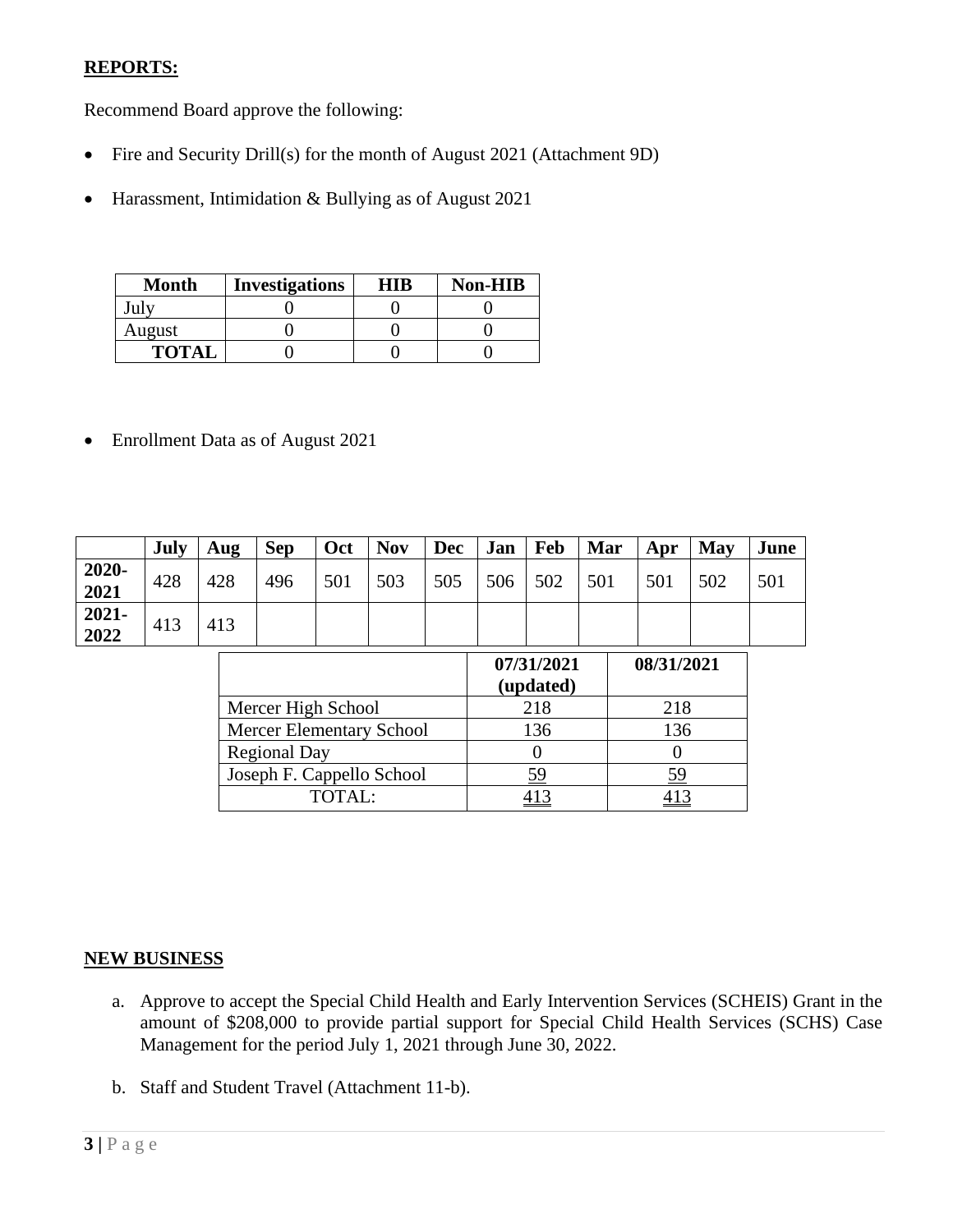**REPORTS:**

Recommend Board approve the following:

- Fire and Security Drill(s) for the month of August 2021 (Attachment 9D)
- Harassment, Intimidation & Bullying as of August 2021

| Month | Investigations | HIB | Non-HIB |
|---|---|---|---|
| July | 0 | 0 | 0 |
| August | 0 | 0 | 0 |
| **TOTAL** | 0 | 0 | 0 |

- Enrollment Data as of August 2021

| | July | Aug | Sep | Oct | Nov | Dec | Jan | Feb | Mar | Apr | May | June |
|---|---|---|---|---|---|---|---|---|---|---|---|---|
| **2020-2021** | 428 | 428 | 496 | 501 | 503 | 505 | 506 | 502 | 501 | 501 | 502 | 501 |
| **2021-2022** | 413 | 413 | | | | | | | | | | |

| | 07/31/2021 (updated) | 08/31/2021 |
|---|---|---|
| Mercer High School | 218 | 218 |
| Mercer Elementary School | 136 | 136 |
| Regional Day | 0 | 0 |
| Joseph F. Cappello School | 59 | 59 |
| TOTAL: | 413 | 413 |

**NEW BUSINESS**

a. Approve to accept the Special Child Health and Early Intervention Services (SCHEIS) Grant in the amount of $208,000 to provide partial support for Special Child Health Services (SCHS) Case Management for the period July 1, 2021 through June 30, 2022.

b. Staff and Student Travel (Attachment 11-b).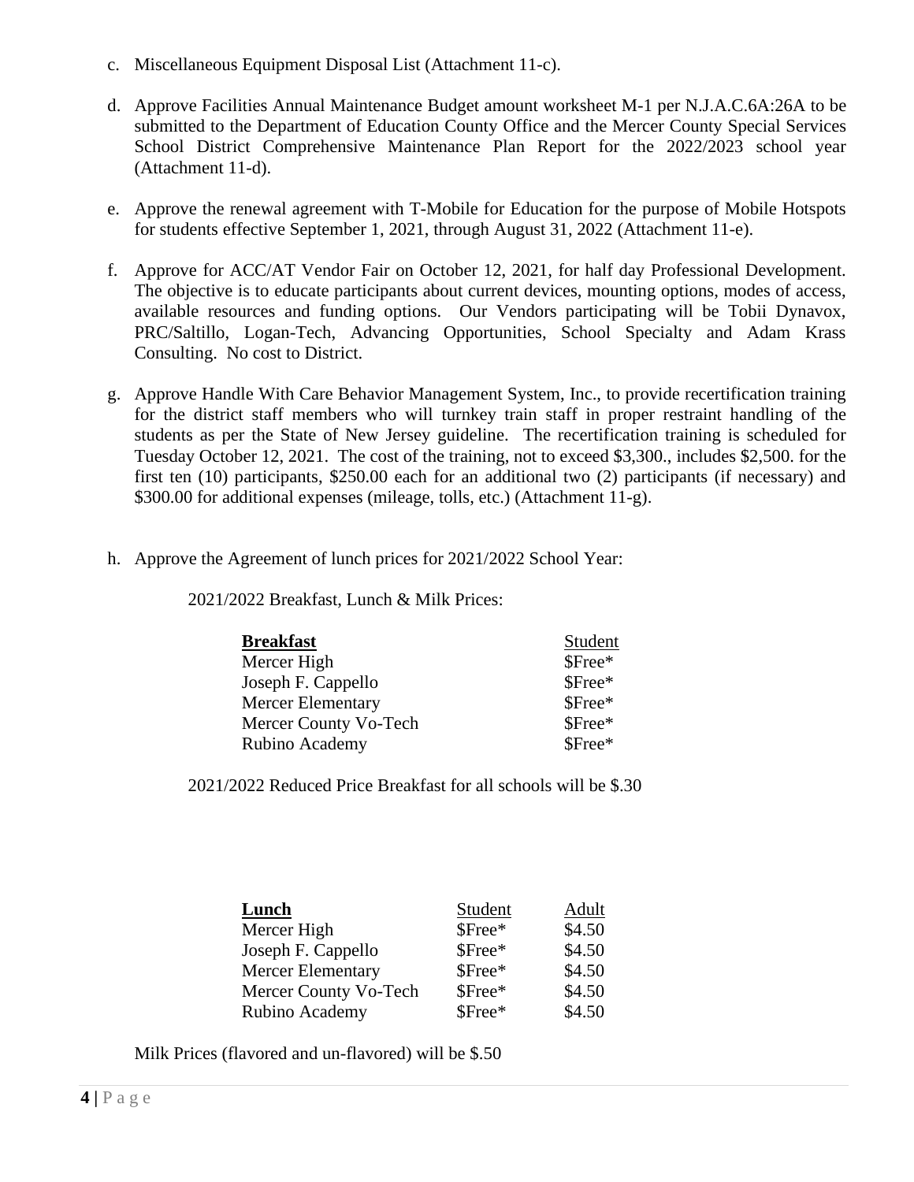c. Miscellaneous Equipment Disposal List (Attachment 11-c).

d. Approve Facilities Annual Maintenance Budget amount worksheet M-1 per N.J.A.C.6A:26A to be submitted to the Department of Education County Office and the Mercer County Special Services School District Comprehensive Maintenance Plan Report for the 2022/2023 school year (Attachment 11-d).

e. Approve the renewal agreement with T-Mobile for Education for the purpose of Mobile Hotspots for students effective September 1, 2021, through August 31, 2022 (Attachment 11-e).

f. Approve for ACC/AT Vendor Fair on October 12, 2021, for half day Professional Development. The objective is to educate participants about current devices, mounting options, modes of access, available resources and funding options. Our Vendors participating will be Tobii Dynavox, PRC/Saltillo, Logan-Tech, Advancing Opportunities, School Specialty and Adam Krass Consulting. No cost to District.

g. Approve Handle With Care Behavior Management System, Inc., to provide recertification training for the district staff members who will turnkey train staff in proper restraint handling of the students as per the State of New Jersey guideline. The recertification training is scheduled for Tuesday October 12, 2021. The cost of the training, not to exceed $3,300., includes $2,500. for the first ten (10) participants, $250.00 each for an additional two (2) participants (if necessary) and $300.00 for additional expenses (mileage, tolls, etc.) (Attachment 11-g).

h. Approve the Agreement of lunch prices for 2021/2022 School Year:

2021/2022 Breakfast, Lunch & Milk Prices:

| **Breakfast** | Student |
|---|---|
| Mercer High | $Free* |
| Joseph F. Cappello | $Free* |
| Mercer Elementary | $Free* |
| Mercer County Vo-Tech | $Free* |
| Rubino Academy | $Free* |

2021/2022 Reduced Price Breakfast for all schools will be $.30

| **Lunch** | Student | Adult |
|---|---|---|
| Mercer High | $Free* | $4.50 |
| Joseph F. Cappello | $Free* | $4.50 |
| Mercer Elementary | $Free* | $4.50 |
| Mercer County Vo-Tech | $Free* | $4.50 |
| Rubino Academy | $Free* | $4.50 |

Milk Prices (flavored and un-flavored) will be $.50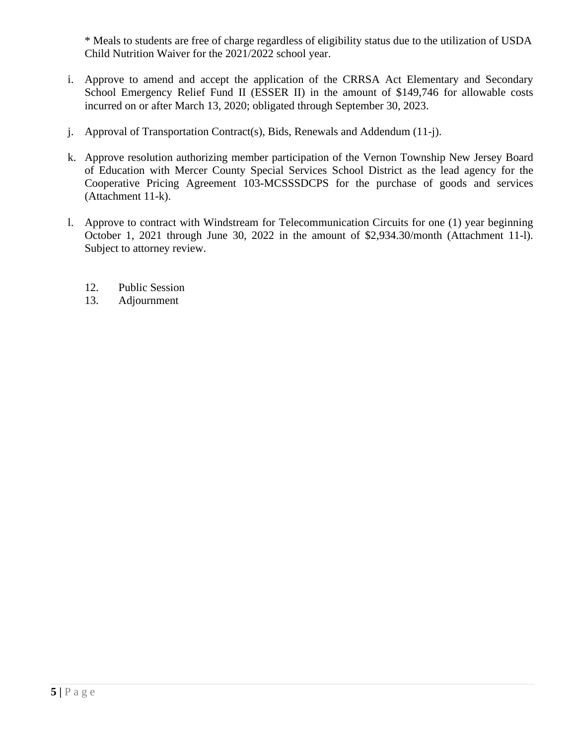* Meals to students are free of charge regardless of eligibility status due to the utilization of USDA Child Nutrition Waiver for the 2021/2022 school year.

i. Approve to amend and accept the application of the CRRSA Act Elementary and Secondary School Emergency Relief Fund II (ESSER II) in the amount of $149,746 for allowable costs incurred on or after March 13, 2020; obligated through September 30, 2023.

j. Approval of Transportation Contract(s), Bids, Renewals and Addendum (11-j).

k. Approve resolution authorizing member participation of the Vernon Township New Jersey Board of Education with Mercer County Special Services School District as the lead agency for the Cooperative Pricing Agreement 103-MCSSSDCPS for the purchase of goods and services (Attachment 11-k).

l. Approve to contract with Windstream for Telecommunication Circuits for one (1) year beginning October 1, 2021 through June 30, 2022 in the amount of $2,934.30/month (Attachment 11-l). Subject to attorney review.

12. Public Session
13. Adjournment